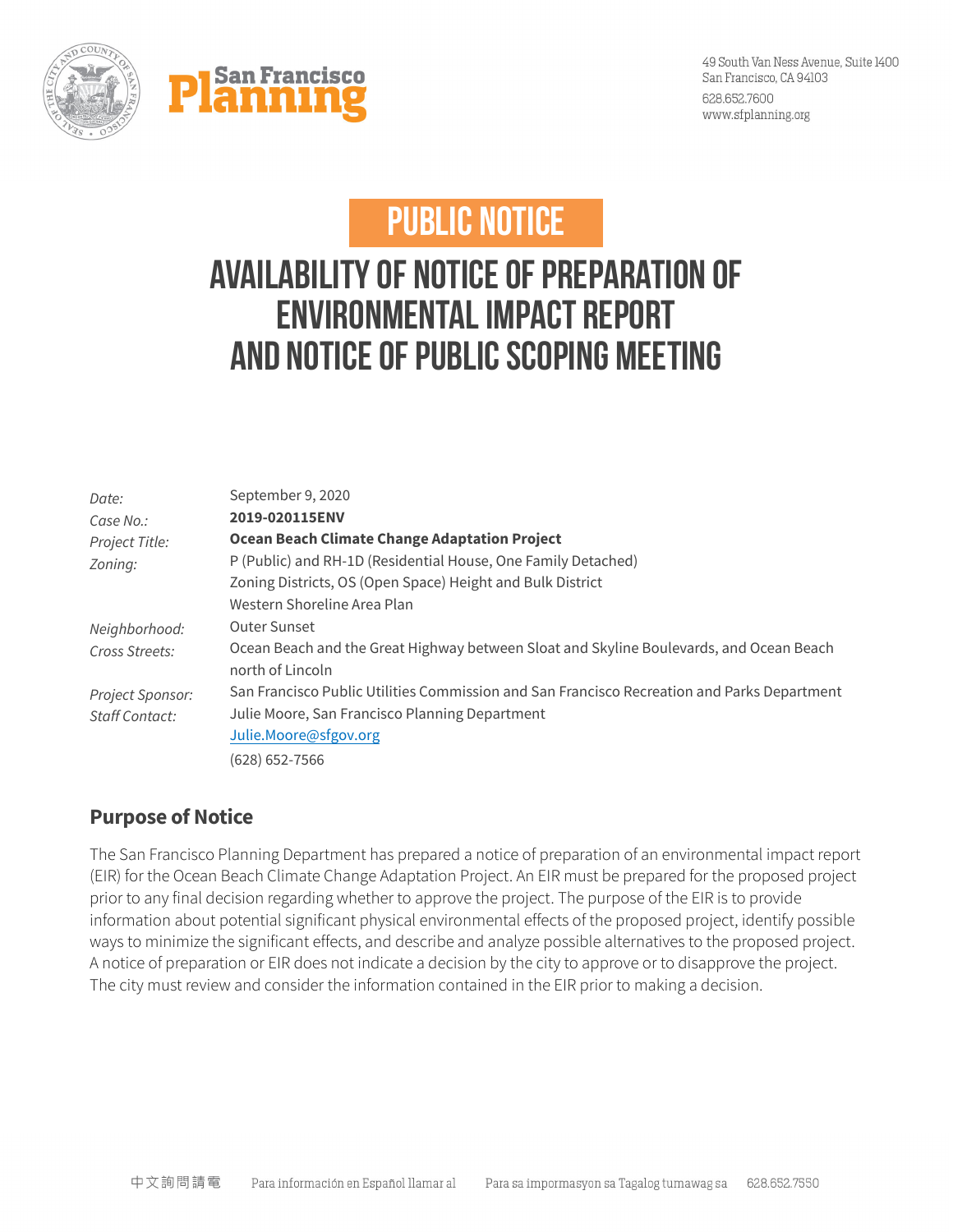San Francisco Planning

49 South Van Ness Avenue, Suite 1400
San Francisco, CA 94103
628.652.7600
www.sfplanning.org

# PUBLIC NOTICE

# AVAILABILITY OF NOTICE OF PREPARATION OF ENVIRONMENTAL IMPACT REPORT AND NOTICE OF PUBLIC SCOPING MEETING

| | |
|---|---|
| *Date:* | September 9, 2020 |
| *Case No.:* | **2019-020115ENV** |
| *Project Title:* | **Ocean Beach Climate Change Adaptation Project** |
| *Zoning:* | P (Public) and RH-1D (Residential House, One Family Detached) Zoning Districts, OS (Open Space) Height and Bulk District<br>Western Shoreline Area Plan |
| *Neighborhood:* | Outer Sunset |
| *Cross Streets:* | Ocean Beach and the Great Highway between Sloat and Skyline Boulevards, and Ocean Beach north of Lincoln |
| *Project Sponsor:* | San Francisco Public Utilities Commission and San Francisco Recreation and Parks Department |
| *Staff Contact:* | Julie Moore, San Francisco Planning Department<br>Julie.Moore@sfgov.org<br>(628) 652-7566 |

## Purpose of Notice

The San Francisco Planning Department has prepared a notice of preparation of an environmental impact report (EIR) for the Ocean Beach Climate Change Adaptation Project. An EIR must be prepared for the proposed project prior to any final decision regarding whether to approve the project. The purpose of the EIR is to provide information about potential significant physical environmental effects of the proposed project, identify possible ways to minimize the significant effects, and describe and analyze possible alternatives to the proposed project. A notice of preparation or EIR does not indicate a decision by the city to approve or to disapprove the project. The city must review and consider the information contained in the EIR prior to making a decision.

中文詢問請電　Para información en Español llamar al　Para sa impormasyon sa Tagalog tumawag sa　628.652.7550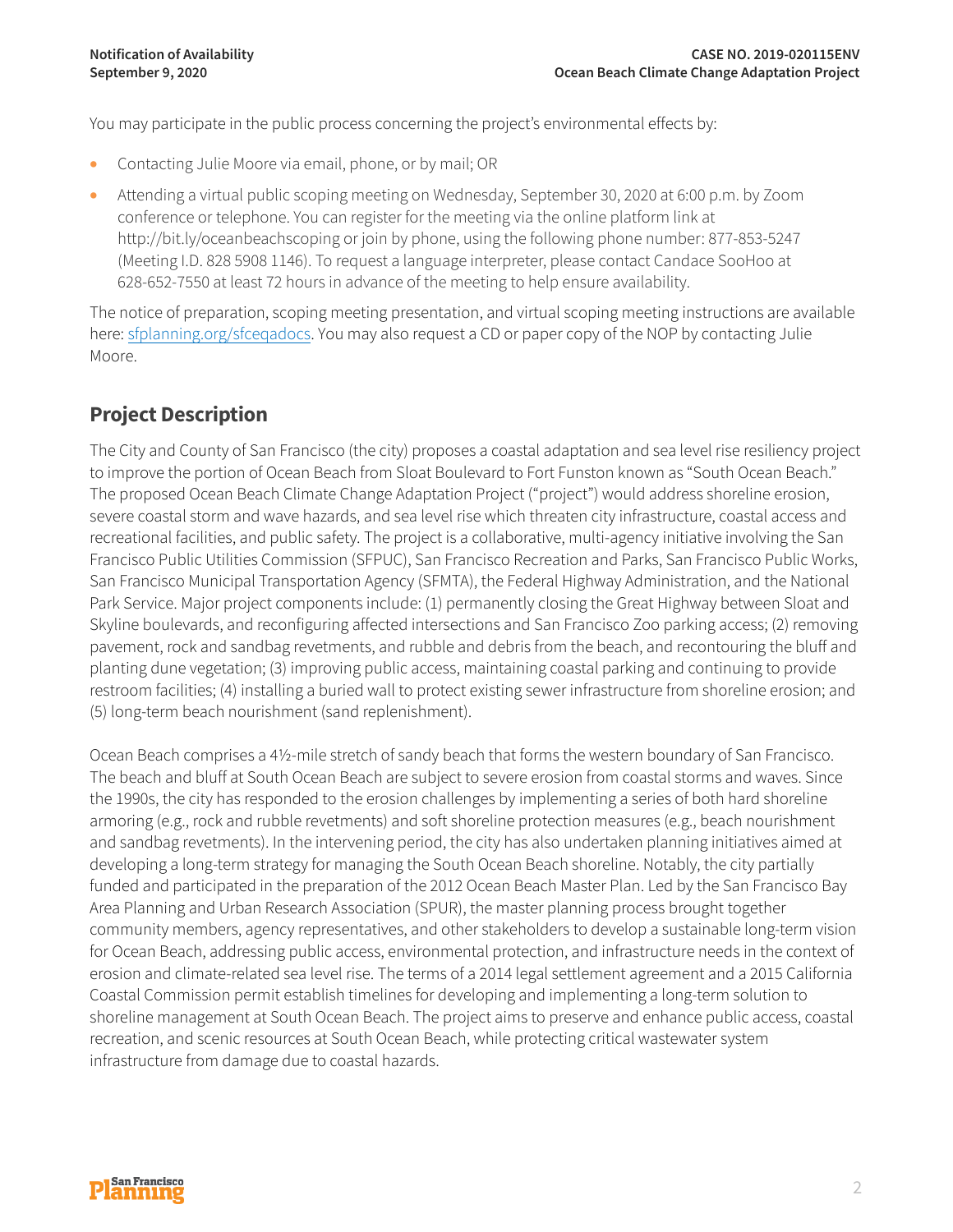You may participate in the public process concerning the project's environmental effects by:

- Contacting Julie Moore via email, phone, or by mail; OR
- Attending a virtual public scoping meeting on Wednesday, September 30, 2020 at 6:00 p.m. by Zoom conference or telephone. You can register for the meeting via the online platform link at http://bit.ly/oceanbeachscoping or join by phone, using the following phone number: 877-853-5247 (Meeting I.D. 828 5908 1146). To request a language interpreter, please contact Candace SooHoo at 628-652-7550 at least 72 hours in advance of the meeting to help ensure availability.

The notice of preparation, scoping meeting presentation, and virtual scoping meeting instructions are available here: [sfplanning.org/sfceqadocs](sfplanning.org/sfceqadocs). You may also request a CD or paper copy of the NOP by contacting Julie Moore.

## Project Description

The City and County of San Francisco (the city) proposes a coastal adaptation and sea level rise resiliency project to improve the portion of Ocean Beach from Sloat Boulevard to Fort Funston known as "South Ocean Beach." The proposed Ocean Beach Climate Change Adaptation Project ("project") would address shoreline erosion, severe coastal storm and wave hazards, and sea level rise which threaten city infrastructure, coastal access and recreational facilities, and public safety. The project is a collaborative, multi-agency initiative involving the San Francisco Public Utilities Commission (SFPUC), San Francisco Recreation and Parks, San Francisco Public Works, San Francisco Municipal Transportation Agency (SFMTA), the Federal Highway Administration, and the National Park Service. Major project components include: (1) permanently closing the Great Highway between Sloat and Skyline boulevards, and reconfiguring affected intersections and San Francisco Zoo parking access; (2) removing pavement, rock and sandbag revetments, and rubble and debris from the beach, and recontouring the bluff and planting dune vegetation; (3) improving public access, maintaining coastal parking and continuing to provide restroom facilities; (4) installing a buried wall to protect existing sewer infrastructure from shoreline erosion; and (5) long-term beach nourishment (sand replenishment).

Ocean Beach comprises a 4½-mile stretch of sandy beach that forms the western boundary of San Francisco. The beach and bluff at South Ocean Beach are subject to severe erosion from coastal storms and waves. Since the 1990s, the city has responded to the erosion challenges by implementing a series of both hard shoreline armoring (e.g., rock and rubble revetments) and soft shoreline protection measures (e.g., beach nourishment and sandbag revetments). In the intervening period, the city has also undertaken planning initiatives aimed at developing a long-term strategy for managing the South Ocean Beach shoreline. Notably, the city partially funded and participated in the preparation of the 2012 Ocean Beach Master Plan. Led by the San Francisco Bay Area Planning and Urban Research Association (SPUR), the master planning process brought together community members, agency representatives, and other stakeholders to develop a sustainable long-term vision for Ocean Beach, addressing public access, environmental protection, and infrastructure needs in the context of erosion and climate-related sea level rise. The terms of a 2014 legal settlement agreement and a 2015 California Coastal Commission permit establish timelines for developing and implementing a long-term solution to shoreline management at South Ocean Beach. The project aims to preserve and enhance public access, coastal recreation, and scenic resources at South Ocean Beach, while protecting critical wastewater system infrastructure from damage due to coastal hazards.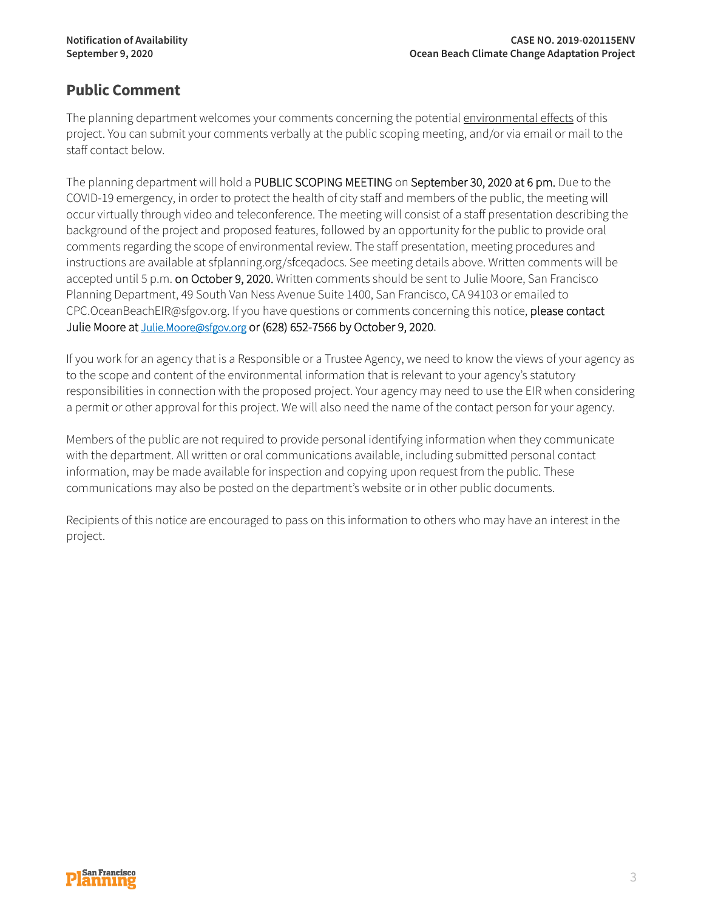## Public Comment

The planning department welcomes your comments concerning the potential environmental effects of this project. You can submit your comments verbally at the public scoping meeting, and/or via email or mail to the staff contact below.

The planning department will hold a PUBLIC SCOPING MEETING on September 30, 2020 at 6 pm. Due to the COVID-19 emergency, in order to protect the health of city staff and members of the public, the meeting will occur virtually through video and teleconference. The meeting will consist of a staff presentation describing the background of the project and proposed features, followed by an opportunity for the public to provide oral comments regarding the scope of environmental review. The staff presentation, meeting procedures and instructions are available at sfplanning.org/sfceqadocs. See meeting details above. Written comments will be accepted until 5 p.m. on October 9, 2020. Written comments should be sent to Julie Moore, San Francisco Planning Department, 49 South Van Ness Avenue Suite 1400, San Francisco, CA 94103 or emailed to CPC.OceanBeachEIR@sfgov.org. If you have questions or comments concerning this notice, please contact Julie Moore at Julie.Moore@sfgov.org or (628) 652-7566 by October 9, 2020.

If you work for an agency that is a Responsible or a Trustee Agency, we need to know the views of your agency as to the scope and content of the environmental information that is relevant to your agency's statutory responsibilities in connection with the proposed project. Your agency may need to use the EIR when considering a permit or other approval for this project. We will also need the name of the contact person for your agency.

Members of the public are not required to provide personal identifying information when they communicate with the department. All written or oral communications available, including submitted personal contact information, may be made available for inspection and copying upon request from the public. These communications may also be posted on the department's website or in other public documents.

Recipients of this notice are encouraged to pass on this information to others who may have an interest in the project.